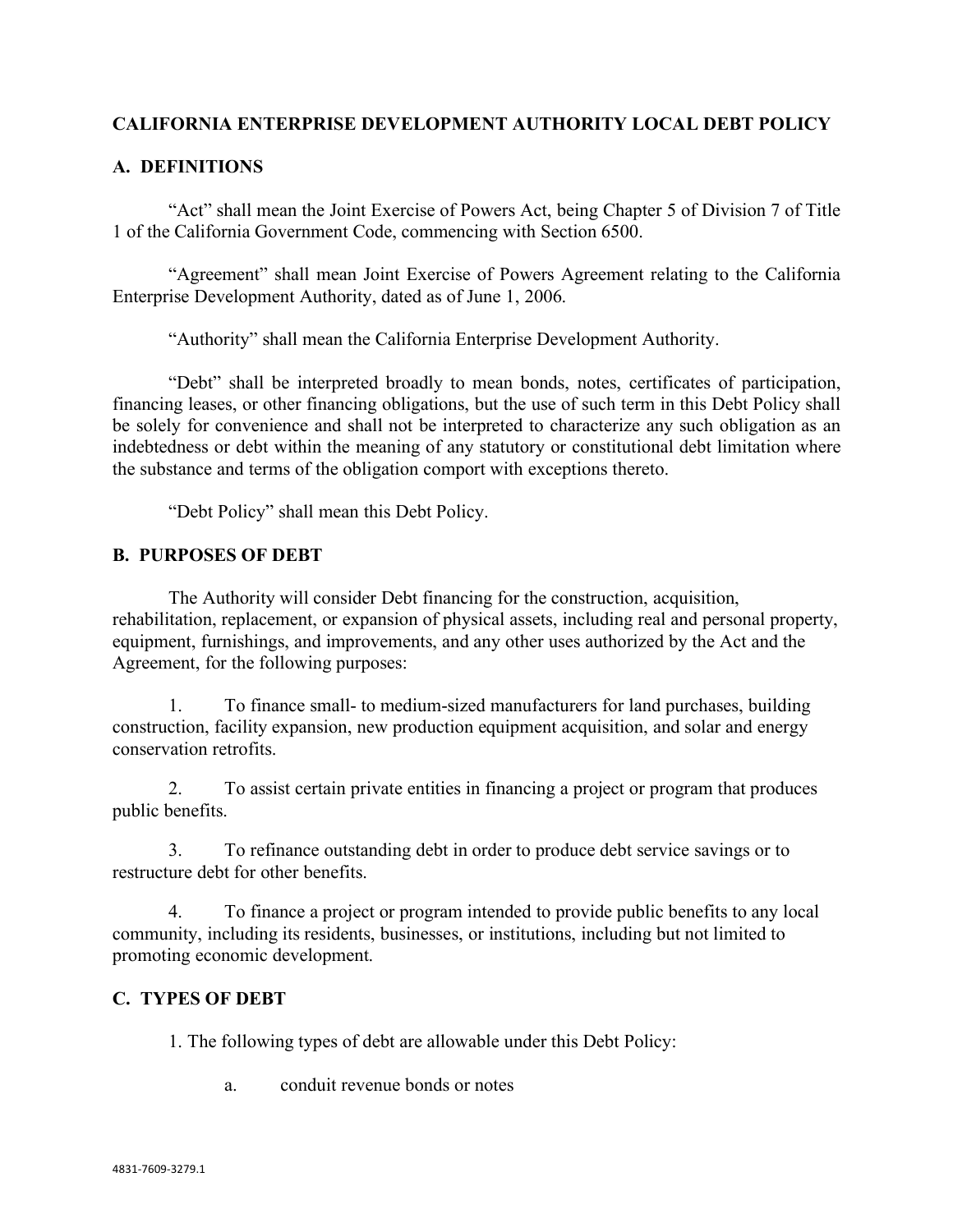# CALIFORNIA ENTERPRISE DEVELOPMENT AUTHORITY LOCAL DEBT POLICY

## A. DEFINITIONS

"Act" shall mean the Joint Exercise of Powers Act, being Chapter 5 of Division 7 of Title 1 of the California Government Code, commencing with Section 6500.

"Agreement" shall mean Joint Exercise of Powers Agreement relating to the California Enterprise Development Authority, dated as of June 1, 2006.

"Authority" shall mean the California Enterprise Development Authority.

"Debt" shall be interpreted broadly to mean bonds, notes, certificates of participation, financing leases, or other financing obligations, but the use of such term in this Debt Policy shall be solely for convenience and shall not be interpreted to characterize any such obligation as an indebtedness or debt within the meaning of any statutory or constitutional debt limitation where the substance and terms of the obligation comport with exceptions thereto.

"Debt Policy" shall mean this Debt Policy.

## B. PURPOSES OF DEBT

The Authority will consider Debt financing for the construction, acquisition, rehabilitation, replacement, or expansion of physical assets, including real and personal property, equipment, furnishings, and improvements, and any other uses authorized by the Act and the Agreement, for the following purposes:

1. To finance small- to medium-sized manufacturers for land purchases, building construction, facility expansion, new production equipment acquisition, and solar and energy conservation retrofits.

2. To assist certain private entities in financing a project or program that produces public benefits.

3. To refinance outstanding debt in order to produce debt service savings or to restructure debt for other benefits.

4. To finance a project or program intended to provide public benefits to any local community, including its residents, businesses, or institutions, including but not limited to promoting economic development.

## C. TYPES OF DEBT

1. The following types of debt are allowable under this Debt Policy:

   a. conduit revenue bonds or notes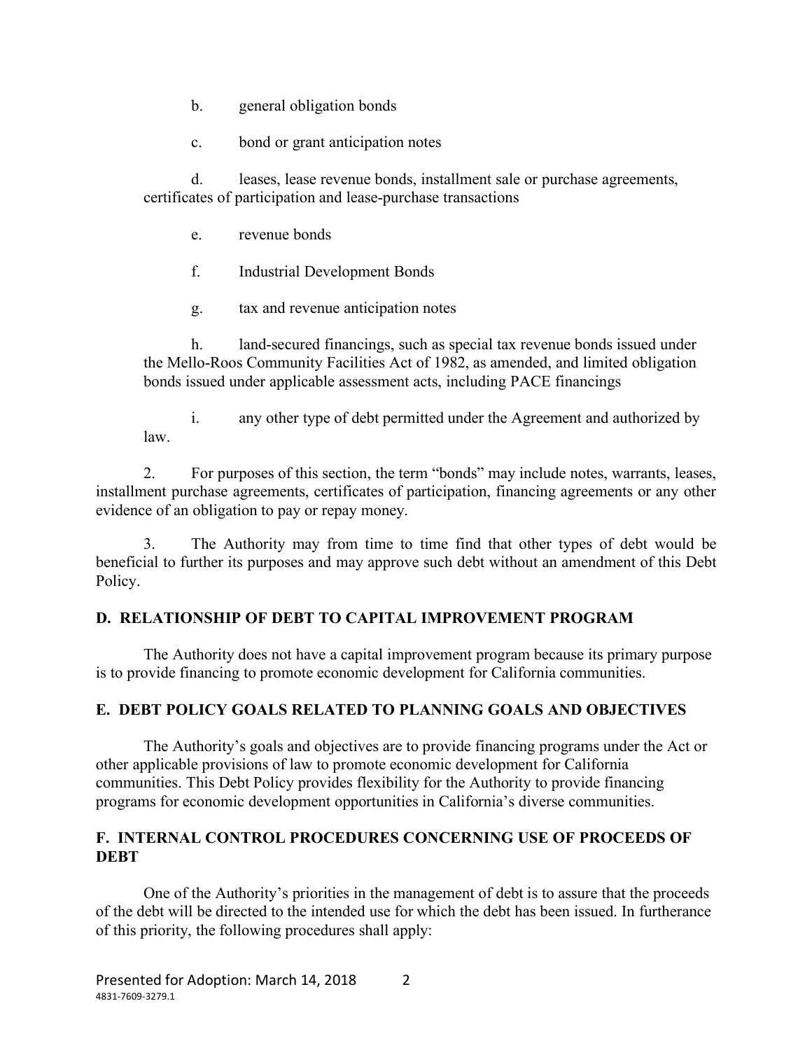b. general obligation bonds

c. bond or grant anticipation notes

d. leases, lease revenue bonds, installment sale or purchase agreements, certificates of participation and lease-purchase transactions

e. revenue bonds

f. Industrial Development Bonds

g. tax and revenue anticipation notes

h. land-secured financings, such as special tax revenue bonds issued under the Mello-Roos Community Facilities Act of 1982, as amended, and limited obligation bonds issued under applicable assessment acts, including PACE financings

i. any other type of debt permitted under the Agreement and authorized by law.

2. For purposes of this section, the term "bonds" may include notes, warrants, leases, installment purchase agreements, certificates of participation, financing agreements or any other evidence of an obligation to pay or repay money.

3. The Authority may from time to time find that other types of debt would be beneficial to further its purposes and may approve such debt without an amendment of this Debt Policy.

## D. RELATIONSHIP OF DEBT TO CAPITAL IMPROVEMENT PROGRAM

The Authority does not have a capital improvement program because its primary purpose is to provide financing to promote economic development for California communities.

## E. DEBT POLICY GOALS RELATED TO PLANNING GOALS AND OBJECTIVES

The Authority's goals and objectives are to provide financing programs under the Act or other applicable provisions of law to promote economic development for California communities. This Debt Policy provides flexibility for the Authority to provide financing programs for economic development opportunities in California's diverse communities.

## F. INTERNAL CONTROL PROCEDURES CONCERNING USE OF PROCEEDS OF DEBT

One of the Authority's priorities in the management of debt is to assure that the proceeds of the debt will be directed to the intended use for which the debt has been issued. In furtherance of this priority, the following procedures shall apply: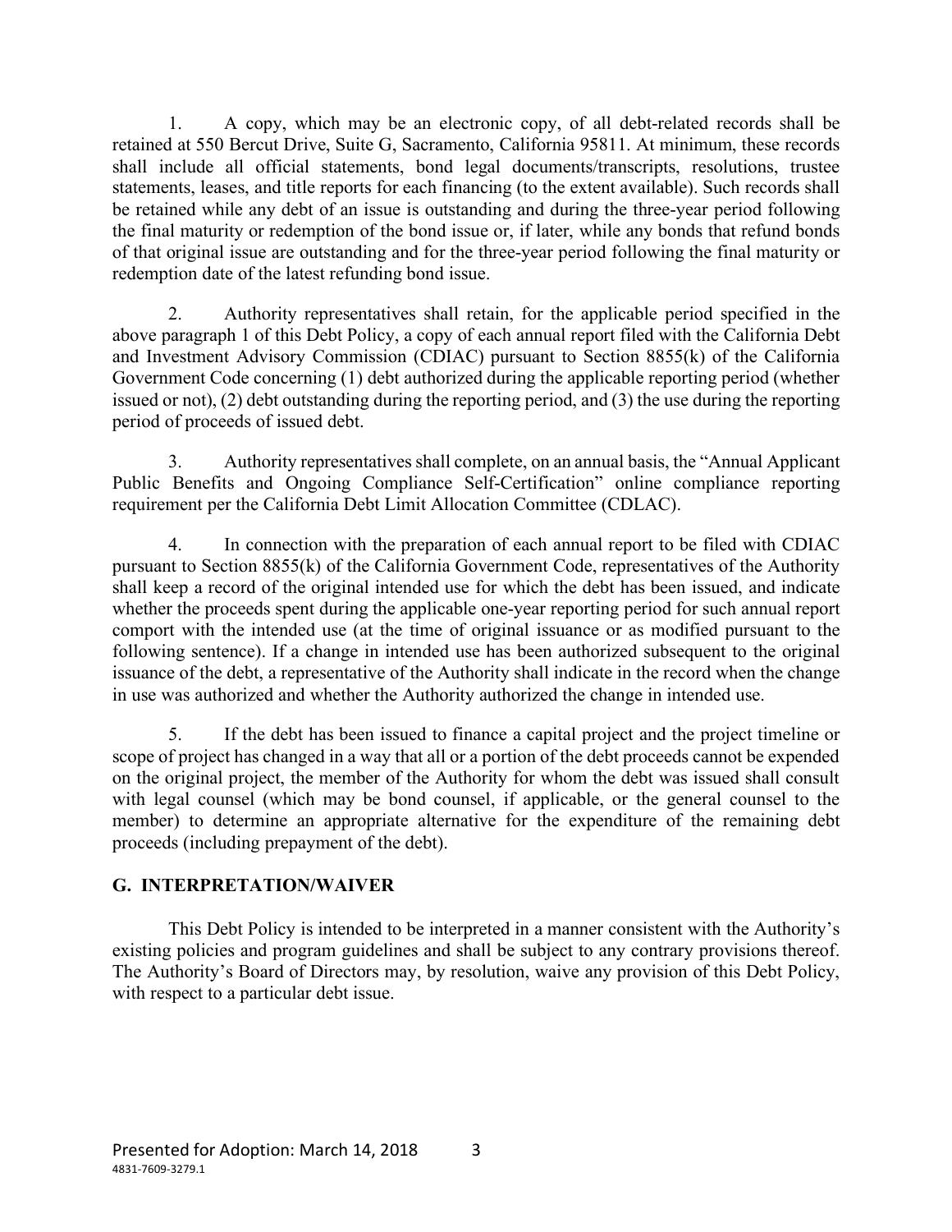1. A copy, which may be an electronic copy, of all debt-related records shall be retained at 550 Bercut Drive, Suite G, Sacramento, California 95811. At minimum, these records shall include all official statements, bond legal documents/transcripts, resolutions, trustee statements, leases, and title reports for each financing (to the extent available). Such records shall be retained while any debt of an issue is outstanding and during the three-year period following the final maturity or redemption of the bond issue or, if later, while any bonds that refund bonds of that original issue are outstanding and for the three-year period following the final maturity or redemption date of the latest refunding bond issue.

2. Authority representatives shall retain, for the applicable period specified in the above paragraph 1 of this Debt Policy, a copy of each annual report filed with the California Debt and Investment Advisory Commission (CDIAC) pursuant to Section 8855(k) of the California Government Code concerning (1) debt authorized during the applicable reporting period (whether issued or not), (2) debt outstanding during the reporting period, and (3) the use during the reporting period of proceeds of issued debt.

3. Authority representatives shall complete, on an annual basis, the "Annual Applicant Public Benefits and Ongoing Compliance Self-Certification" online compliance reporting requirement per the California Debt Limit Allocation Committee (CDLAC).

4. In connection with the preparation of each annual report to be filed with CDIAC pursuant to Section 8855(k) of the California Government Code, representatives of the Authority shall keep a record of the original intended use for which the debt has been issued, and indicate whether the proceeds spent during the applicable one-year reporting period for such annual report comport with the intended use (at the time of original issuance or as modified pursuant to the following sentence). If a change in intended use has been authorized subsequent to the original issuance of the debt, a representative of the Authority shall indicate in the record when the change in use was authorized and whether the Authority authorized the change in intended use.

5. If the debt has been issued to finance a capital project and the project timeline or scope of project has changed in a way that all or a portion of the debt proceeds cannot be expended on the original project, the member of the Authority for whom the debt was issued shall consult with legal counsel (which may be bond counsel, if applicable, or the general counsel to the member) to determine an appropriate alternative for the expenditure of the remaining debt proceeds (including prepayment of the debt).

## G. INTERPRETATION/WAIVER

This Debt Policy is intended to be interpreted in a manner consistent with the Authority's existing policies and program guidelines and shall be subject to any contrary provisions thereof. The Authority's Board of Directors may, by resolution, waive any provision of this Debt Policy, with respect to a particular debt issue.